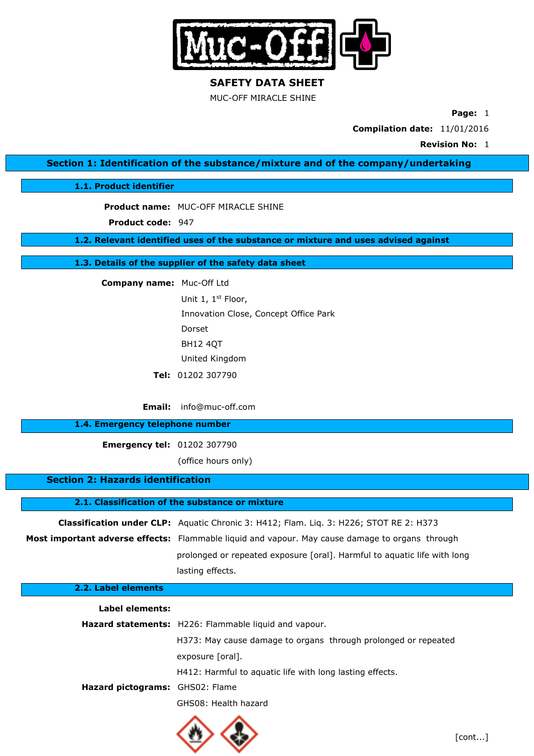# SAFETY DATA SHEET

MUC-OFF MIRACLE SHINE

**Compilation date:** 11/01/2016

**Revision No:** 1

## Section 1: Identification of the substance/mixture and of the company/undertaking

### 1.1. Product identifier

**Product name:** MUC-OFF MIRACLE SHINE

**Product code:** 947

### 1.2. Relevant identified uses of the substance or mixture and uses advised against

### 1.3. Details of the supplier of the safety data sheet

**Company name:** Muc-Off Ltd
Unit 1, 1st Floor,
Innovation Close, Concept Office Park
Dorset
BH12 4QT
United Kingdom

**Tel:** 01202 307790

**Email:** info@muc-off.com

### 1.4. Emergency telephone number

**Emergency tel:** 01202 307790
(office hours only)

## Section 2: Hazards identification

### 2.1. Classification of the substance or mixture

**Classification under CLP:** Aquatic Chronic 3: H412; Flam. Liq. 3: H226; STOT RE 2: H373

**Most important adverse effects:** Flammable liquid and vapour. May cause damage to organs through prolonged or repeated exposure [oral]. Harmful to aquatic life with long lasting effects.

### 2.2. Label elements

**Label elements:**

**Hazard statements:** H226: Flammable liquid and vapour.
H373: May cause damage to organs through prolonged or repeated exposure [oral].
H412: Harmful to aquatic life with long lasting effects.

**Hazard pictograms:** GHS02: Flame
GHS08: Health hazard

[cont...]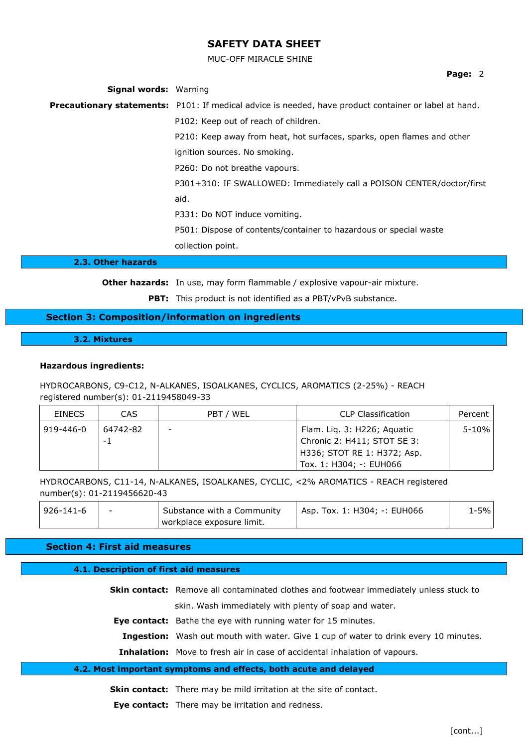**Signal words:** Warning

**Precautionary statements:** P101: If medical advice is needed, have product container or label at hand.

P102: Keep out of reach of children.

P210: Keep away from heat, hot surfaces, sparks, open flames and other ignition sources. No smoking.

P260: Do not breathe vapours.

P301+310: IF SWALLOWED: Immediately call a POISON CENTER/doctor/first aid.

P331: Do NOT induce vomiting.

P501: Dispose of contents/container to hazardous or special waste collection point.

### 2.3. Other hazards

**Other hazards:** In use, may form flammable / explosive vapour-air mixture.

**PBT:** This product is not identified as a PBT/vPvB substance.

## Section 3: Composition/information on ingredients

### 3.2. Mixtures

**Hazardous ingredients:**

HYDROCARBONS, C9-C12, N-ALKANES, ISOALKANES, CYCLICS, AROMATICS (2-25%) - REACH registered number(s): 01-2119458049-33

| EINECS | CAS | PBT / WEL | CLP Classification | Percent |
|---|---|---|---|---|
| 919-446-0 | 64742-82-1 | - | Flam. Liq. 3: H226; Aquatic Chronic 2: H411; STOT SE 3: H336; STOT RE 1: H372; Asp. Tox. 1: H304; -: EUH066 | 5-10% |

HYDROCARBONS, C11-14, N-ALKANES, ISOALKANES, CYCLIC, <2% AROMATICS - REACH registered number(s): 01-2119456620-43

| EINECS | CAS | PBT / WEL | CLP Classification | Percent |
|---|---|---|---|---|
| 926-141-6 | - | Substance with a Community workplace exposure limit. | Asp. Tox. 1: H304; -: EUH066 | 1-5% |

## Section 4: First aid measures

### 4.1. Description of first aid measures

**Skin contact:** Remove all contaminated clothes and footwear immediately unless stuck to skin. Wash immediately with plenty of soap and water.

**Eye contact:** Bathe the eye with running water for 15 minutes.

**Ingestion:** Wash out mouth with water. Give 1 cup of water to drink every 10 minutes.

**Inhalation:** Move to fresh air in case of accidental inhalation of vapours.

### 4.2. Most important symptoms and effects, both acute and delayed

**Skin contact:** There may be mild irritation at the site of contact.

**Eye contact:** There may be irritation and redness.

[cont...]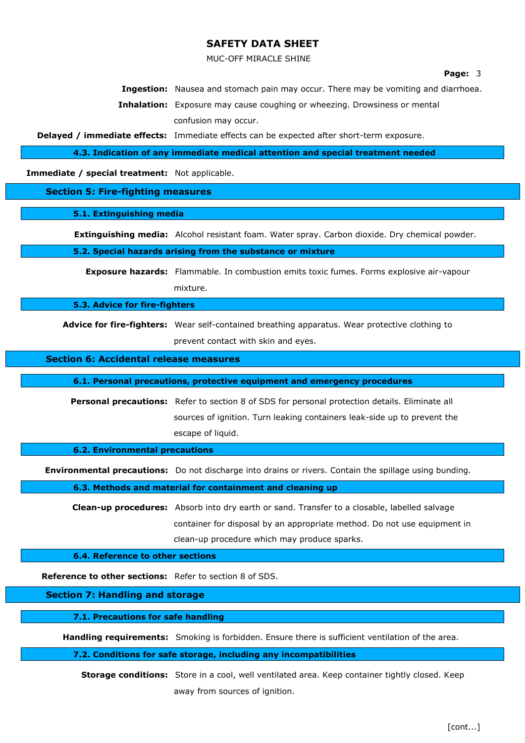**Ingestion:** Nausea and stomach pain may occur. There may be vomiting and diarrhoea.

**Inhalation:** Exposure may cause coughing or wheezing. Drowsiness or mental confusion may occur.

**Delayed / immediate effects:** Immediate effects can be expected after short-term exposure.

### 4.3. Indication of any immediate medical attention and special treatment needed

**Immediate / special treatment:** Not applicable.

## Section 5: Fire-fighting measures

### 5.1. Extinguishing media

**Extinguishing media:** Alcohol resistant foam. Water spray. Carbon dioxide. Dry chemical powder.

### 5.2. Special hazards arising from the substance or mixture

**Exposure hazards:** Flammable. In combustion emits toxic fumes. Forms explosive air-vapour mixture.

### 5.3. Advice for fire-fighters

**Advice for fire-fighters:** Wear self-contained breathing apparatus. Wear protective clothing to prevent contact with skin and eyes.

## Section 6: Accidental release measures

### 6.1. Personal precautions, protective equipment and emergency procedures

**Personal precautions:** Refer to section 8 of SDS for personal protection details. Eliminate all sources of ignition. Turn leaking containers leak-side up to prevent the escape of liquid.

### 6.2. Environmental precautions

**Environmental precautions:** Do not discharge into drains or rivers. Contain the spillage using bunding.

### 6.3. Methods and material for containment and cleaning up

**Clean-up procedures:** Absorb into dry earth or sand. Transfer to a closable, labelled salvage container for disposal by an appropriate method. Do not use equipment in clean-up procedure which may produce sparks.

### 6.4. Reference to other sections

**Reference to other sections:** Refer to section 8 of SDS.

## Section 7: Handling and storage

### 7.1. Precautions for safe handling

**Handling requirements:** Smoking is forbidden. Ensure there is sufficient ventilation of the area.

### 7.2. Conditions for safe storage, including any incompatibilities

**Storage conditions:** Store in a cool, well ventilated area. Keep container tightly closed. Keep away from sources of ignition.

[cont...]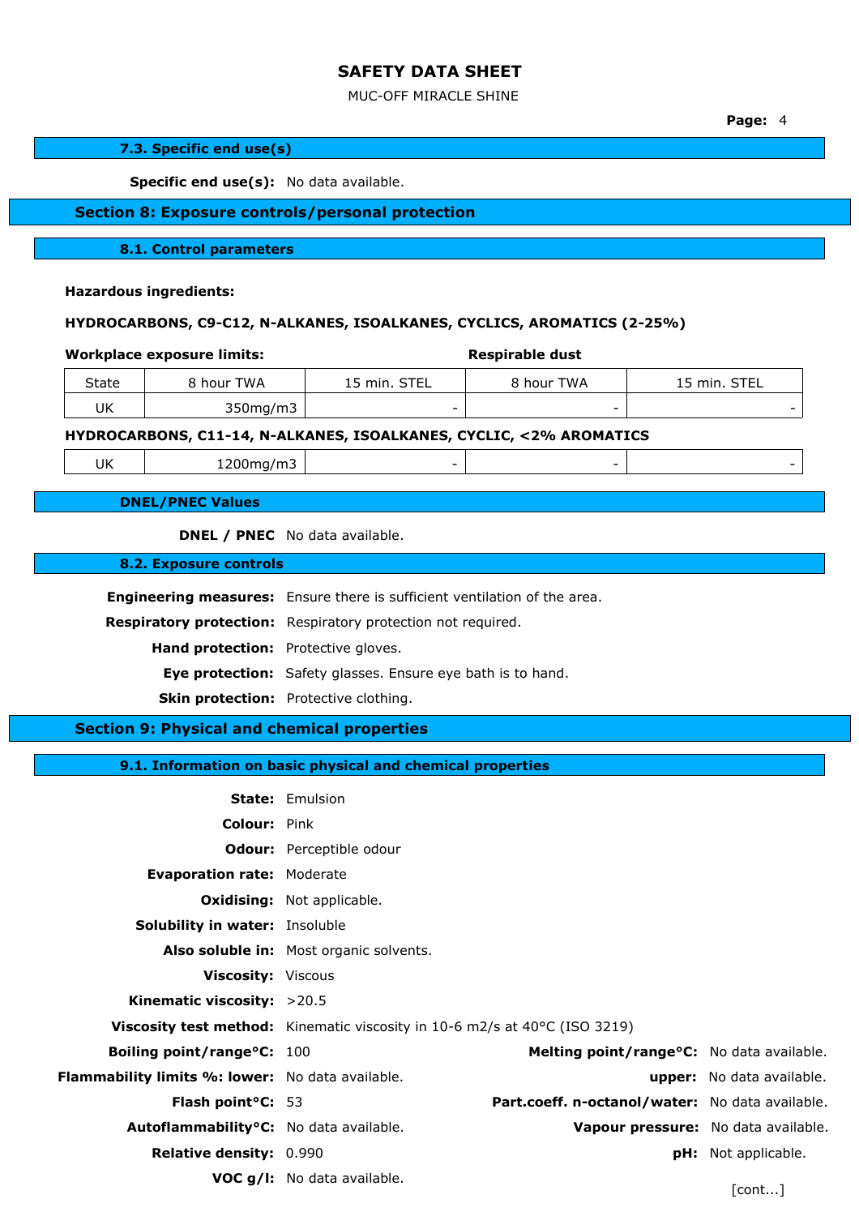### 7.3. Specific end use(s)

**Specific end use(s):** No data available.

## Section 8: Exposure controls/personal protection

### 8.1. Control parameters

**Hazardous ingredients:**

**HYDROCARBONS, C9-C12, N-ALKANES, ISOALKANES, CYCLICS, AROMATICS (2-25%)**

| Workplace exposure limits: | | | Respirable dust | |
|---|---|---|---|---|
| State | 8 hour TWA | 15 min. STEL | 8 hour TWA | 15 min. STEL |
| UK | 350mg/m3 | - | - | - |

**HYDROCARBONS, C11-14, N-ALKANES, ISOALKANES, CYCLIC, <2% AROMATICS**

| State | 8 hour TWA | 15 min. STEL | 8 hour TWA | 15 min. STEL |
|---|---|---|---|---|
| UK | 1200mg/m3 | - | - | - |

### DNEL/PNEC Values

**DNEL / PNEC** No data available.

### 8.2. Exposure controls

**Engineering measures:** Ensure there is sufficient ventilation of the area.

**Respiratory protection:** Respiratory protection not required.

**Hand protection:** Protective gloves.

**Eye protection:** Safety glasses. Ensure eye bath is to hand.

**Skin protection:** Protective clothing.

## Section 9: Physical and chemical properties

### 9.1. Information on basic physical and chemical properties

**State:** Emulsion

**Colour:** Pink

**Odour:** Perceptible odour

**Evaporation rate:** Moderate

**Oxidising:** Not applicable.

**Solubility in water:** Insoluble

**Also soluble in:** Most organic solvents.

**Viscosity:** Viscous

**Kinematic viscosity:** >20.5

**Viscosity test method:** Kinematic viscosity in 10-6 m2/s at 40°C (ISO 3219)

**Boiling point/range°C:** 100

**Melting point/range°C:** No data available.

**Flammability limits %: lower:** No data available.

**upper:** No data available.

**Flash point°C:** 53

**Part.coeff. n-octanol/water:** No data available.

**Autoflammability°C:** No data available.

**Vapour pressure:** No data available.

**Relative density:** 0.990

**pH:** Not applicable.

**VOC g/l:** No data available.

[cont...]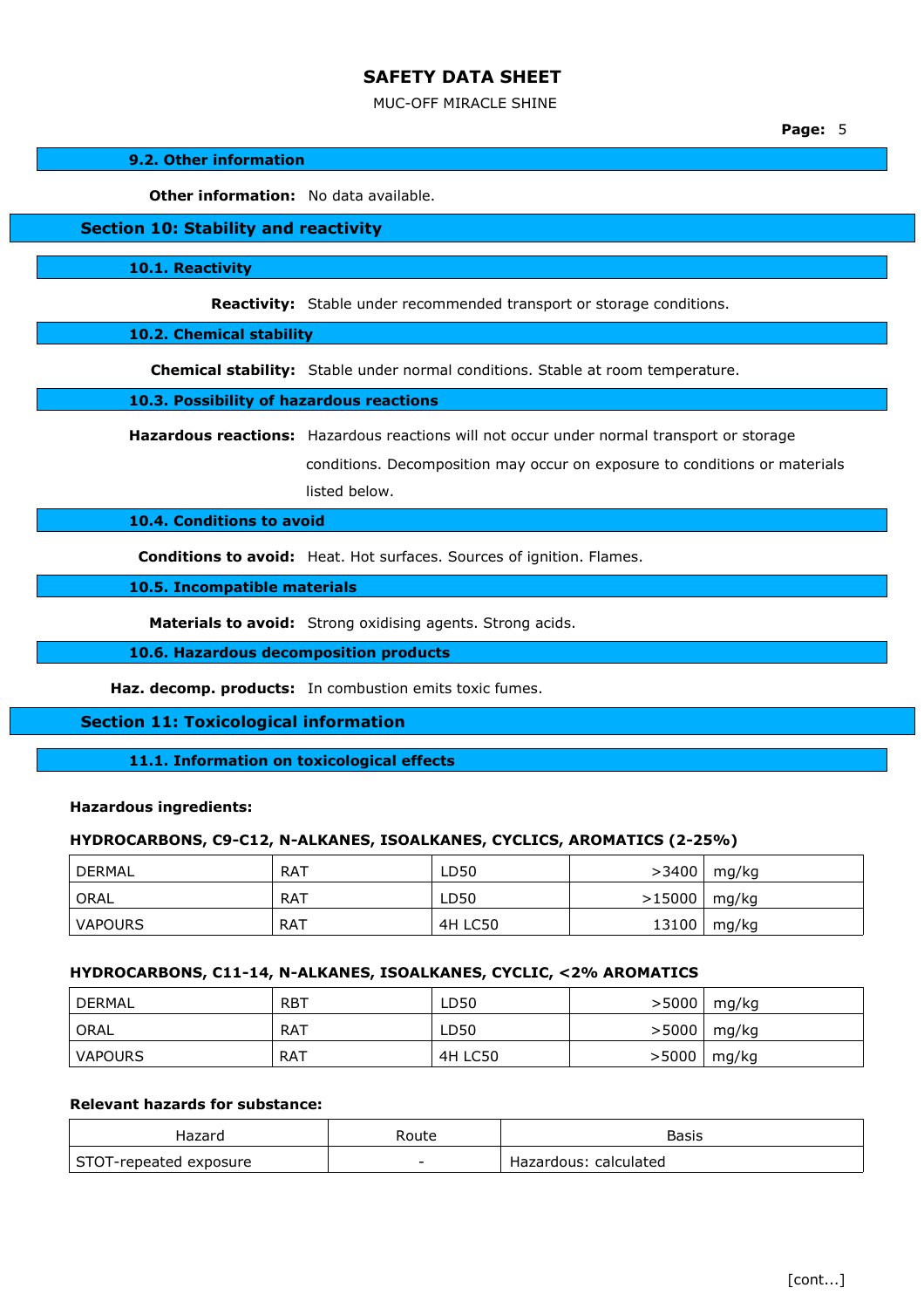### 9.2. Other information

**Other information:** No data available.

## Section 10: Stability and reactivity

### 10.1. Reactivity

**Reactivity:** Stable under recommended transport or storage conditions.

### 10.2. Chemical stability

**Chemical stability:** Stable under normal conditions. Stable at room temperature.

### 10.3. Possibility of hazardous reactions

**Hazardous reactions:** Hazardous reactions will not occur under normal transport or storage conditions. Decomposition may occur on exposure to conditions or materials listed below.

### 10.4. Conditions to avoid

**Conditions to avoid:** Heat. Hot surfaces. Sources of ignition. Flames.

### 10.5. Incompatible materials

**Materials to avoid:** Strong oxidising agents. Strong acids.

### 10.6. Hazardous decomposition products

**Haz. decomp. products:** In combustion emits toxic fumes.

## Section 11: Toxicological information

### 11.1. Information on toxicological effects

**Hazardous ingredients:**

**HYDROCARBONS, C9-C12, N-ALKANES, ISOALKANES, CYCLICS, AROMATICS (2-25%)**

| | | | | |
|---|---|---|---|---|
| DERMAL | RAT | LD50 | >3400 | mg/kg |
| ORAL | RAT | LD50 | >15000 | mg/kg |
| VAPOURS | RAT | 4H LC50 | 13100 | mg/kg |

**HYDROCARBONS, C11-14, N-ALKANES, ISOALKANES, CYCLIC, <2% AROMATICS**

| | | | | |
|---|---|---|---|---|
| DERMAL | RBT | LD50 | >5000 | mg/kg |
| ORAL | RAT | LD50 | >5000 | mg/kg |
| VAPOURS | RAT | 4H LC50 | >5000 | mg/kg |

**Relevant hazards for substance:**

| Hazard | Route | Basis |
|---|---|---|
| STOT-repeated exposure | - | Hazardous: calculated |

[cont...]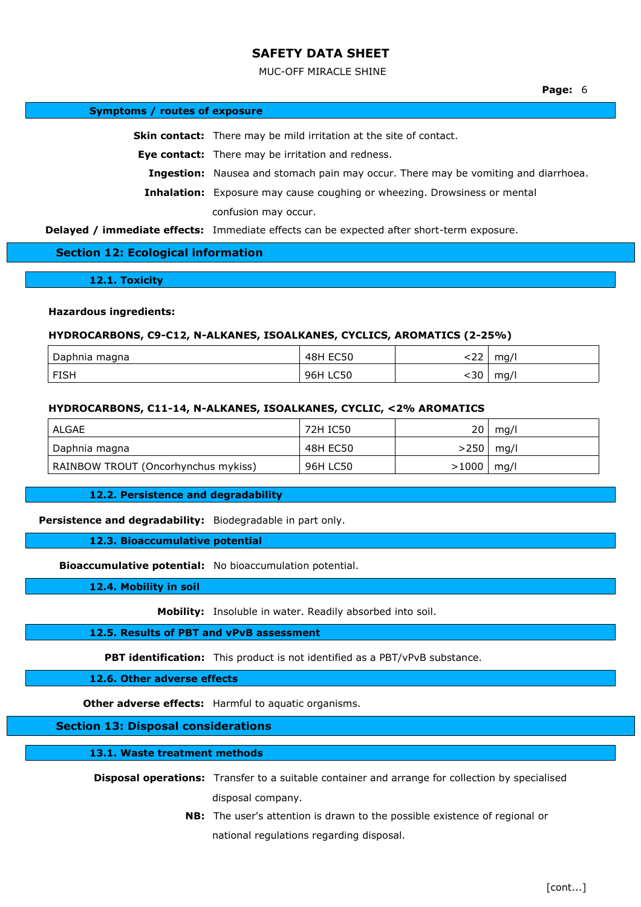### Symptoms / routes of exposure

**Skin contact:** There may be mild irritation at the site of contact.

**Eye contact:** There may be irritation and redness.

**Ingestion:** Nausea and stomach pain may occur. There may be vomiting and diarrhoea.

**Inhalation:** Exposure may cause coughing or wheezing. Drowsiness or mental confusion may occur.

**Delayed / immediate effects:** Immediate effects can be expected after short-term exposure.

## Section 12: Ecological information

### 12.1. Toxicity

**Hazardous ingredients:**

**HYDROCARBONS, C9-C12, N-ALKANES, ISOALKANES, CYCLICS, AROMATICS (2-25%)**

| | | | |
|---|---|---|---|
| Daphnia magna | 48H EC50 | <22 | mg/l |
| FISH | 96H LC50 | <30 | mg/l |

**HYDROCARBONS, C11-14, N-ALKANES, ISOALKANES, CYCLIC, <2% AROMATICS**

| | | | |
|---|---|---|---|
| ALGAE | 72H IC50 | 20 | mg/l |
| Daphnia magna | 48H EC50 | >250 | mg/l |
| RAINBOW TROUT (Oncorhynchus mykiss) | 96H LC50 | >1000 | mg/l |

### 12.2. Persistence and degradability

**Persistence and degradability:** Biodegradable in part only.

### 12.3. Bioaccumulative potential

**Bioaccumulative potential:** No bioaccumulation potential.

### 12.4. Mobility in soil

**Mobility:** Insoluble in water. Readily absorbed into soil.

### 12.5. Results of PBT and vPvB assessment

**PBT identification:** This product is not identified as a PBT/vPvB substance.

### 12.6. Other adverse effects

**Other adverse effects:** Harmful to aquatic organisms.

## Section 13: Disposal considerations

### 13.1. Waste treatment methods

**Disposal operations:** Transfer to a suitable container and arrange for collection by specialised disposal company.

**NB:** The user's attention is drawn to the possible existence of regional or national regulations regarding disposal.

[cont...]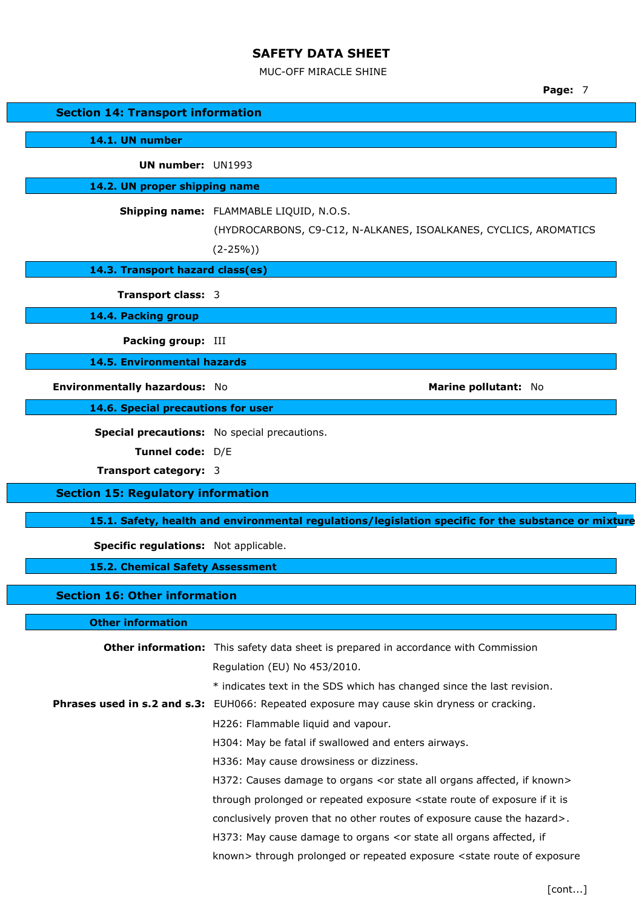## Section 14: Transport information

### 14.1. UN number

**UN number:** UN1993

### 14.2. UN proper shipping name

**Shipping name:** FLAMMABLE LIQUID, N.O.S. (HYDROCARBONS, C9-C12, N-ALKANES, ISOALKANES, CYCLICS, AROMATICS (2-25%))

### 14.3. Transport hazard class(es)

**Transport class:** 3

### 14.4. Packing group

**Packing group:** III

### 14.5. Environmental hazards

**Environmentally hazardous:** No

**Marine pollutant:** No

### 14.6. Special precautions for user

**Special precautions:** No special precautions.

**Tunnel code:** D/E

**Transport category:** 3

## Section 15: Regulatory information

### 15.1. Safety, health and environmental regulations/legislation specific for the substance or mixture

**Specific regulations:** Not applicable.

### 15.2. Chemical Safety Assessment

## Section 16: Other information

### Other information

**Other information:** This safety data sheet is prepared in accordance with Commission Regulation (EU) No 453/2010.

* indicates text in the SDS which has changed since the last revision.

**Phrases used in s.2 and s.3:** EUH066: Repeated exposure may cause skin dryness or cracking.

H226: Flammable liquid and vapour.

H304: May be fatal if swallowed and enters airways.

H336: May cause drowsiness or dizziness.

H372: Causes damage to organs <or state all organs affected, if known> through prolonged or repeated exposure <state route of exposure if it is conclusively proven that no other routes of exposure cause the hazard>.

H373: May cause damage to organs <or state all organs affected, if known> through prolonged or repeated exposure <state route of exposure

[cont...]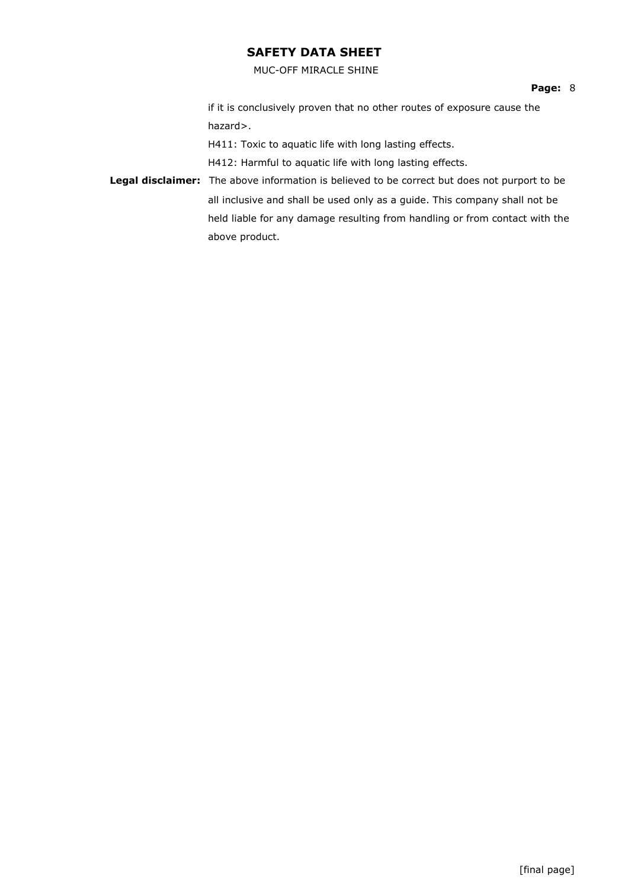if it is conclusively proven that no other routes of exposure cause the hazard>.

H411: Toxic to aquatic life with long lasting effects.

H412: Harmful to aquatic life with long lasting effects.

**Legal disclaimer:** The above information is believed to be correct but does not purport to be all inclusive and shall be used only as a guide. This company shall not be held liable for any damage resulting from handling or from contact with the above product.

[final page]